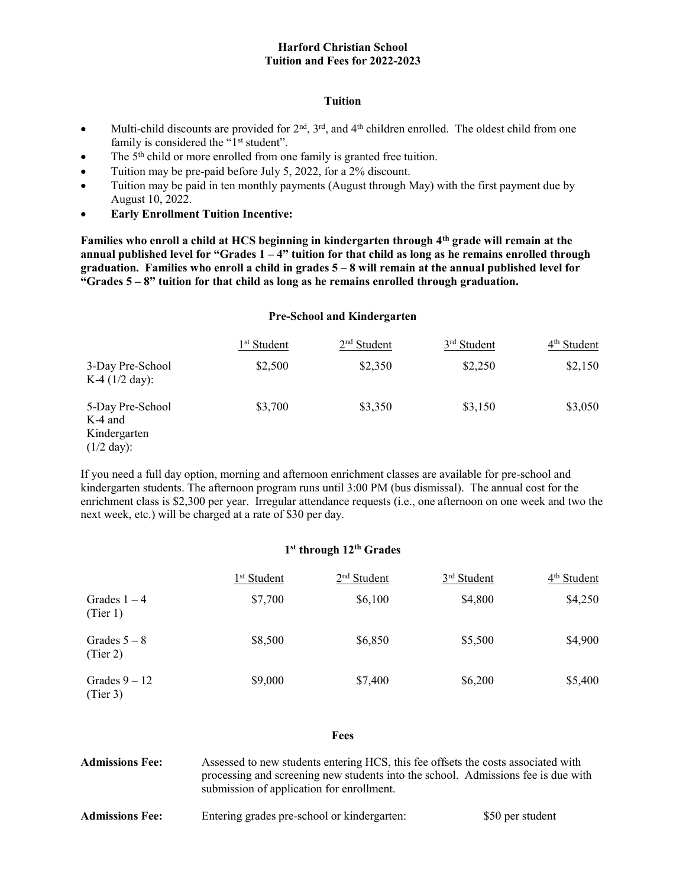# Harford Christian School
# Tuition and Fees for 2022-2023

## Tuition

- Multi-child discounts are provided for 2nd, 3rd, and 4th children enrolled. The oldest child from one family is considered the "1st student".
- The 5th child or more enrolled from one family is granted free tuition.
- Tuition may be pre-paid before July 5, 2022, for a 2% discount.
- Tuition may be paid in ten monthly payments (August through May) with the first payment due by August 10, 2022.
- **Early Enrollment Tuition Incentive:**

**Families who enroll a child at HCS beginning in kindergarten through 4th grade will remain at the annual published level for "Grades 1 – 4" tuition for that child as long as he remains enrolled through graduation. Families who enroll a child in grades 5 – 8 will remain at the annual published level for "Grades 5 – 8" tuition for that child as long as he remains enrolled through graduation.**

## Pre-School and Kindergarten

| | 1st Student | 2nd Student | 3rd Student | 4th Student |
|---|---|---|---|---|
| 3-Day Pre-School K-4 (1/2 day): | $2,500 | $2,350 | $2,250 | $2,150 |
| 5-Day Pre-School K-4 and Kindergarten (1/2 day): | $3,700 | $3,350 | $3,150 | $3,050 |

If you need a full day option, morning and afternoon enrichment classes are available for pre-school and kindergarten students. The afternoon program runs until 3:00 PM (bus dismissal). The annual cost for the enrichment class is $2,300 per year. Irregular attendance requests (i.e., one afternoon on one week and two the next week, etc.) will be charged at a rate of $30 per day.

## 1st through 12th Grades

| | 1st Student | 2nd Student | 3rd Student | 4th Student |
|---|---|---|---|---|
| Grades 1 – 4 (Tier 1) | $7,700 | $6,100 | $4,800 | $4,250 |
| Grades 5 – 8 (Tier 2) | $8,500 | $6,850 | $5,500 | $4,900 |
| Grades 9 – 12 (Tier 3) | $9,000 | $7,400 | $6,200 | $5,400 |

## Fees

**Admissions Fee:** Assessed to new students entering HCS, this fee offsets the costs associated with processing and screening new students into the school. Admissions fee is due with submission of application for enrollment.

**Admissions Fee:** Entering grades pre-school or kindergarten: $50 per student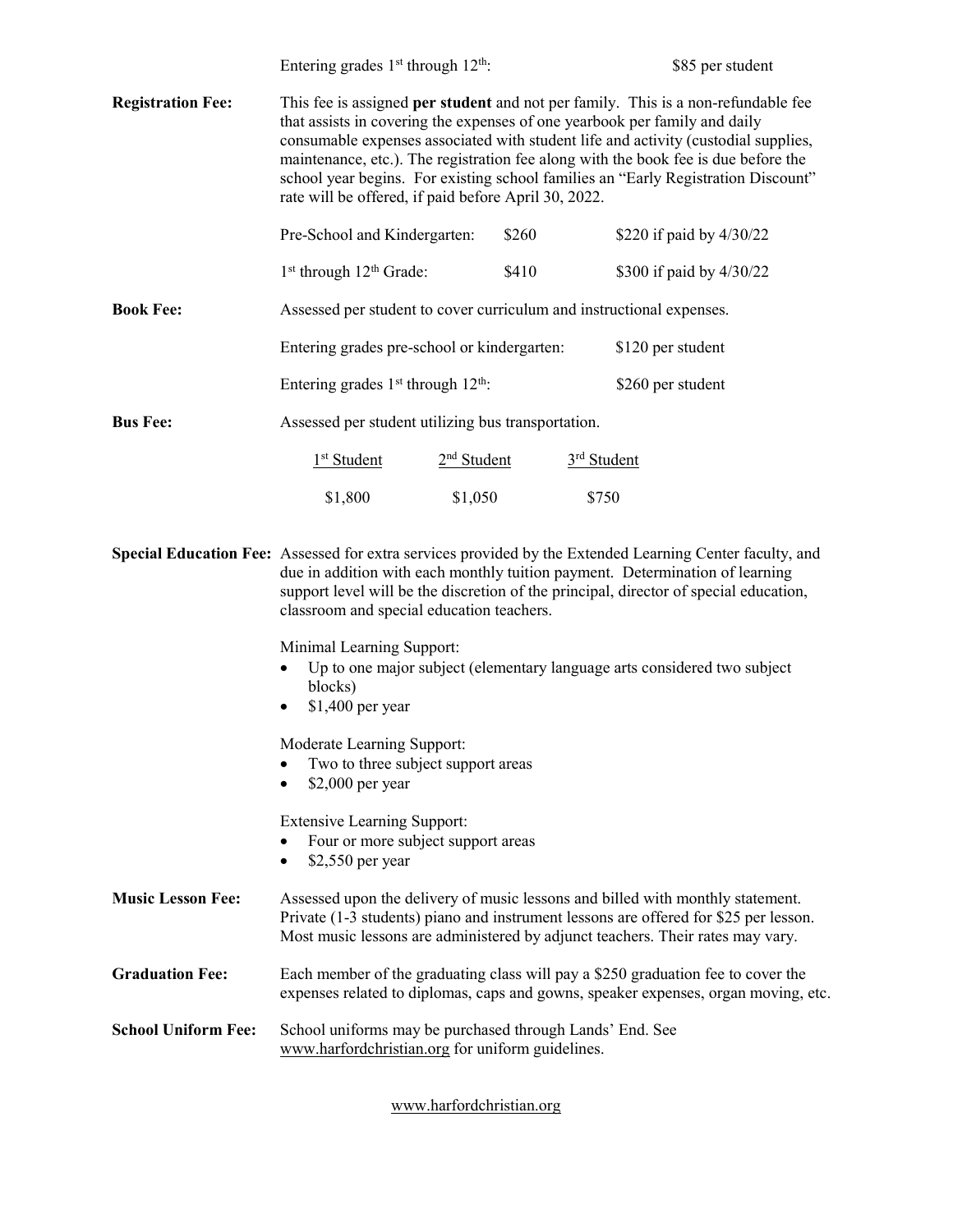Entering grades 1st through 12th: $85 per student

**Registration Fee:** This fee is assigned **per student** and not per family. This is a non-refundable fee that assists in covering the expenses of one yearbook per family and daily consumable expenses associated with student life and activity (custodial supplies, maintenance, etc.). The registration fee along with the book fee is due before the school year begins. For existing school families an "Early Registration Discount" rate will be offered, if paid before April 30, 2022.

| | | |
|---|---|---|
| Pre-School and Kindergarten: | $260 | $220 if paid by 4/30/22 |
| 1st through 12th Grade: | $410 | $300 if paid by 4/30/22 |

**Book Fee:** Assessed per student to cover curriculum and instructional expenses.

| | |
|---|---|
| Entering grades pre-school or kindergarten: | $120 per student |
| Entering grades 1st through 12th: | $260 per student |

**Bus Fee:** Assessed per student utilizing bus transportation.

| 1st Student | 2nd Student | 3rd Student |
|---|---|---|
| $1,800 | $1,050 | $750 |

**Special Education Fee:** Assessed for extra services provided by the Extended Learning Center faculty, and due in addition with each monthly tuition payment. Determination of learning support level will be the discretion of the principal, director of special education, classroom and special education teachers.

Minimal Learning Support:

- Up to one major subject (elementary language arts considered two subject blocks)
- $1,400 per year

Moderate Learning Support:

- Two to three subject support areas
- $2,000 per year

Extensive Learning Support:

- Four or more subject support areas
- $2,550 per year

**Music Lesson Fee:** Assessed upon the delivery of music lessons and billed with monthly statement. Private (1-3 students) piano and instrument lessons are offered for $25 per lesson. Most music lessons are administered by adjunct teachers. Their rates may vary.

**Graduation Fee:** Each member of the graduating class will pay a $250 graduation fee to cover the expenses related to diplomas, caps and gowns, speaker expenses, organ moving, etc.

**School Uniform Fee:** School uniforms may be purchased through Lands' End. See www.harfordchristian.org for uniform guidelines.

www.harfordchristian.org